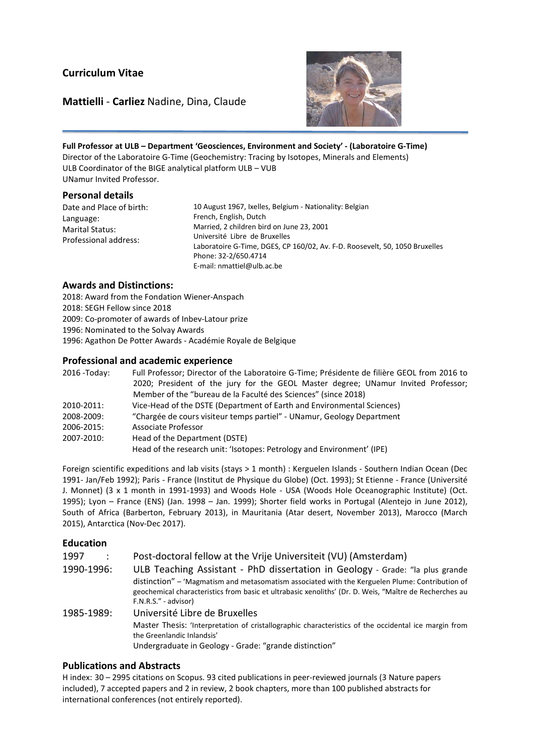## Curriculum Vitae

## **Mattielli** - **Carliez** Nadine, Dina, Claude

**Full Professor at ULB – Department 'Geosciences, Environment and Society' - (Laboratoire G-Time)**
Director of the Laboratoire G-Time (Geochemistry: Tracing by Isotopes, Minerals and Elements)
ULB Coordinator of the BIGE analytical platform ULB – VUB
UNamur Invited Professor.

### Personal details

| | |
|---|---|
| Date and Place of birth: | 10 August 1967, Ixelles, Belgium - Nationality: Belgian |
| Language: | French, English, Dutch |
| Marital Status: | Married, 2 children bird on June 23, 2001 |
| Professional address: | Université Libre de Bruxelles<br>Laboratoire G-Time, DGES, CP 160/02, Av. F-D. Roosevelt, 50, 1050 Bruxelles<br>Phone: 32-2/650.4714<br>E-mail: nmattiel@ulb.ac.be |

### Awards and Distinctions:

2018: Award from the Fondation Wiener-Anspach
2018: SEGH Fellow since 2018
2009: Co-promoter of awards of Inbev-Latour prize
1996: Nominated to the Solvay Awards
1996: Agathon De Potter Awards - Académie Royale de Belgique

### Professional and academic experience

| | |
|---|---|
| 2016 -Today: | Full Professor; Director of the Laboratoire G-Time; Présidente de filière GEOL from 2016 to 2020; President of the jury for the GEOL Master degree; UNamur Invited Professor; Member of the "bureau de la Faculté des Sciences" (since 2018) |
| 2010-2011: | Vice-Head of the DSTE (Department of Earth and Environmental Sciences) |
| 2008-2009: | "Chargée de cours visiteur temps partiel" - UNamur, Geology Department |
| 2006-2015: | Associate Professor |
| 2007-2010: | Head of the Department (DSTE)<br>Head of the research unit: 'Isotopes: Petrology and Environment' (IPE) |

Foreign scientific expeditions and lab visits (stays > 1 month) : Kerguelen Islands - Southern Indian Ocean (Dec 1991- Jan/Feb 1992); Paris - France (Institut de Physique du Globe) (Oct. 1993); St Etienne - France (Université J. Monnet) (3 x 1 month in 1991-1993) and Woods Hole - USA (Woods Hole Oceanographic Institute) (Oct. 1995); Lyon – France (ENS) (Jan. 1998 – Jan. 1999); Shorter field works in Portugal (Alentejo in June 2012), South of Africa (Barberton, February 2013), in Mauritania (Atar desert, November 2013), Marocco (March 2015), Antarctica (Nov-Dec 2017).

### Education

| | |
|---|---|
| 1997 : | Post-doctoral fellow at the Vrije Universiteit (VU) (Amsterdam) |
| 1990-1996: | ULB Teaching Assistant - PhD dissertation in Geology - Grade: "la plus grande distinction" – 'Magmatism and metasomatism associated with the Kerguelen Plume: Contribution of geochemical characteristics from basic et ultrabasic xenoliths' (Dr. D. Weis, "Maître de Recherches au F.N.R.S." - advisor) |
| 1985-1989: | Université Libre de Bruxelles<br>Master Thesis: 'Interpretation of cristallographic characteristics of the occidental ice margin from the Greenlandic Inlandsis'<br>Undergraduate in Geology - Grade: "grande distinction" |

### Publications and Abstracts

H index: 30 – 2995 citations on Scopus. 93 cited publications in peer-reviewed journals (3 Nature papers included), 7 accepted papers and 2 in review, 2 book chapters, more than 100 published abstracts for international conferences (not entirely reported).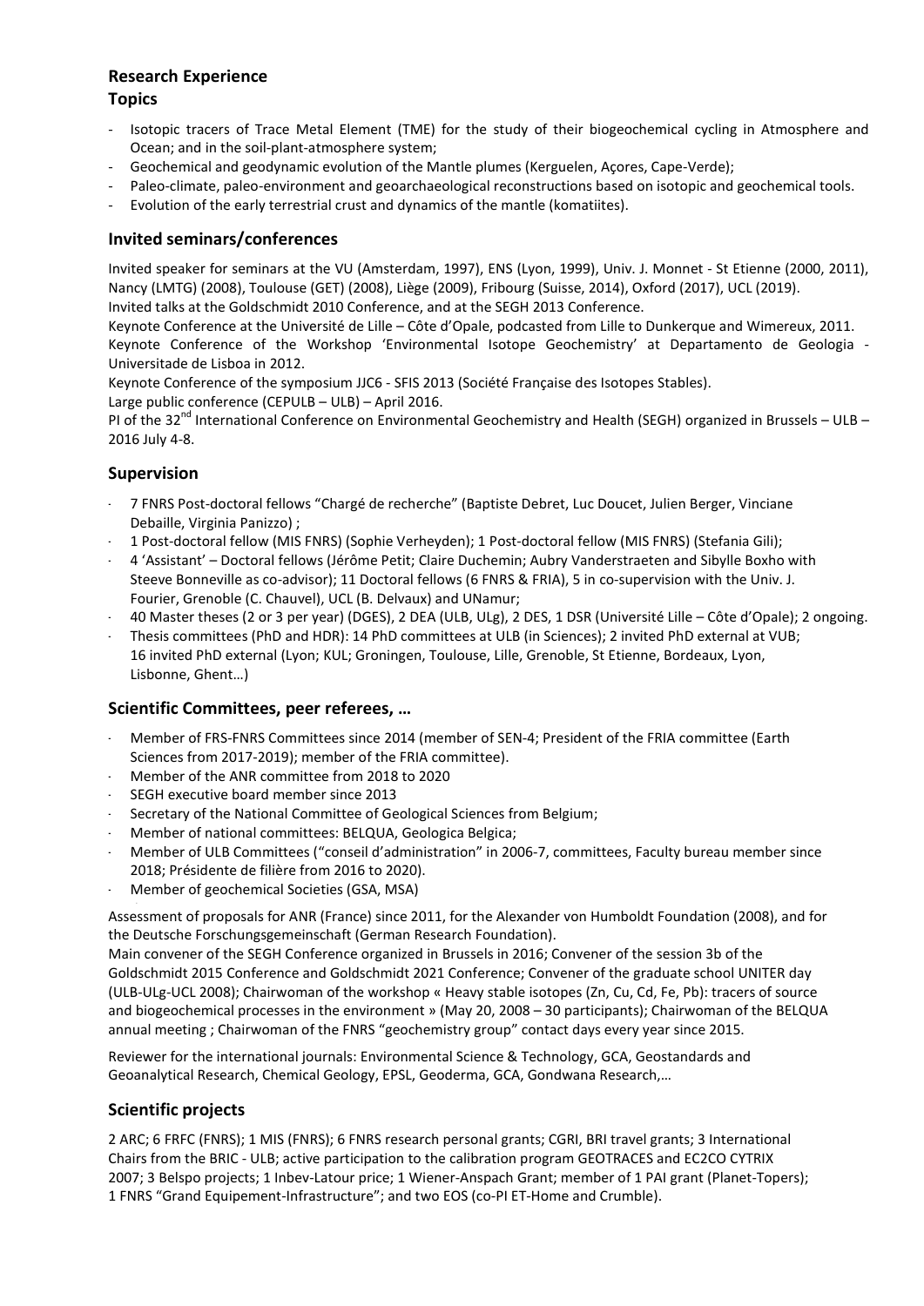## Research Experience

### Topics

- Isotopic tracers of Trace Metal Element (TME) for the study of their biogeochemical cycling in Atmosphere and Ocean; and in the soil-plant-atmosphere system;
- Geochemical and geodynamic evolution of the Mantle plumes (Kerguelen, Açores, Cape-Verde);
- Paleo-climate, paleo-environment and geoarchaeological reconstructions based on isotopic and geochemical tools.
- Evolution of the early terrestrial crust and dynamics of the mantle (komatiites).

### Invited seminars/conferences

Invited speaker for seminars at the VU (Amsterdam, 1997), ENS (Lyon, 1999), Univ. J. Monnet - St Etienne (2000, 2011), Nancy (LMTG) (2008), Toulouse (GET) (2008), Liège (2009), Fribourg (Suisse, 2014), Oxford (2017), UCL (2019).
Invited talks at the Goldschmidt 2010 Conference, and at the SEGH 2013 Conference.
Keynote Conference at the Université de Lille – Côte d'Opale, podcasted from Lille to Dunkerque and Wimereux, 2011.
Keynote Conference of the Workshop 'Environmental Isotope Geochemistry' at Departamento de Geologia - Universitade de Lisboa in 2012.
Keynote Conference of the symposium JJC6 - SFIS 2013 (Société Française des Isotopes Stables).
Large public conference (CEPULB – ULB) – April 2016.
PI of the 32nd International Conference on Environmental Geochemistry and Health (SEGH) organized in Brussels – ULB – 2016 July 4-8.

### Supervision

- 7 FNRS Post-doctoral fellows "Chargé de recherche" (Baptiste Debret, Luc Doucet, Julien Berger, Vinciane Debaille, Virginia Panizzo) ;
- 1 Post-doctoral fellow (MIS FNRS) (Sophie Verheyden); 1 Post-doctoral fellow (MIS FNRS) (Stefania Gili);
- 4 'Assistant' – Doctoral fellows (Jérôme Petit; Claire Duchemin; Aubry Vanderstraeten and Sibylle Boxho with Steeve Bonneville as co-advisor); 11 Doctoral fellows (6 FNRS & FRIA), 5 in co-supervision with the Univ. J. Fourier, Grenoble (C. Chauvel), UCL (B. Delvaux) and UNamur;
- 40 Master theses (2 or 3 per year) (DGES), 2 DEA (ULB, ULg), 2 DES, 1 DSR (Université Lille – Côte d'Opale); 2 ongoing.
- Thesis committees (PhD and HDR): 14 PhD committees at ULB (in Sciences); 2 invited PhD external at VUB; 16 invited PhD external (Lyon; KUL; Groningen, Toulouse, Lille, Grenoble, St Etienne, Bordeaux, Lyon, Lisbonne, Ghent…)

### Scientific Committees, peer referees, …

- Member of FRS-FNRS Committees since 2014 (member of SEN-4; President of the FRIA committee (Earth Sciences from 2017-2019); member of the FRIA committee).
- Member of the ANR committee from 2018 to 2020
- SEGH executive board member since 2013
- Secretary of the National Committee of Geological Sciences from Belgium;
- Member of national committees: BELQUA, Geologica Belgica;
- Member of ULB Committees ("conseil d'administration" in 2006-7, committees, Faculty bureau member since 2018; Présidente de filière from 2016 to 2020).
- Member of geochemical Societies (GSA, MSA)

Assessment of proposals for ANR (France) since 2011, for the Alexander von Humboldt Foundation (2008), and for the Deutsche Forschungsgemeinschaft (German Research Foundation).
Main convener of the SEGH Conference organized in Brussels in 2016; Convener of the session 3b of the Goldschmidt 2015 Conference and Goldschmidt 2021 Conference; Convener of the graduate school UNITER day (ULB-ULg-UCL 2008); Chairwoman of the workshop « Heavy stable isotopes (Zn, Cu, Cd, Fe, Pb): tracers of source and biogeochemical processes in the environment » (May 20, 2008 – 30 participants); Chairwoman of the BELQUA annual meeting ; Chairwoman of the FNRS "geochemistry group" contact days every year since 2015.

Reviewer for the international journals: Environmental Science & Technology, GCA, Geostandards and Geoanalytical Research, Chemical Geology, EPSL, Geoderma, GCA, Gondwana Research,…

### Scientific projects

2 ARC; 6 FRFC (FNRS); 1 MIS (FNRS); 6 FNRS research personal grants; CGRI, BRI travel grants; 3 International Chairs from the BRIC - ULB; active participation to the calibration program GEOTRACES and EC2CO CYTRIX 2007; 3 Belspo projects; 1 Inbev-Latour price; 1 Wiener-Anspach Grant; member of 1 PAI grant (Planet-Topers); 1 FNRS "Grand Equipement-Infrastructure"; and two EOS (co-PI ET-Home and Crumble).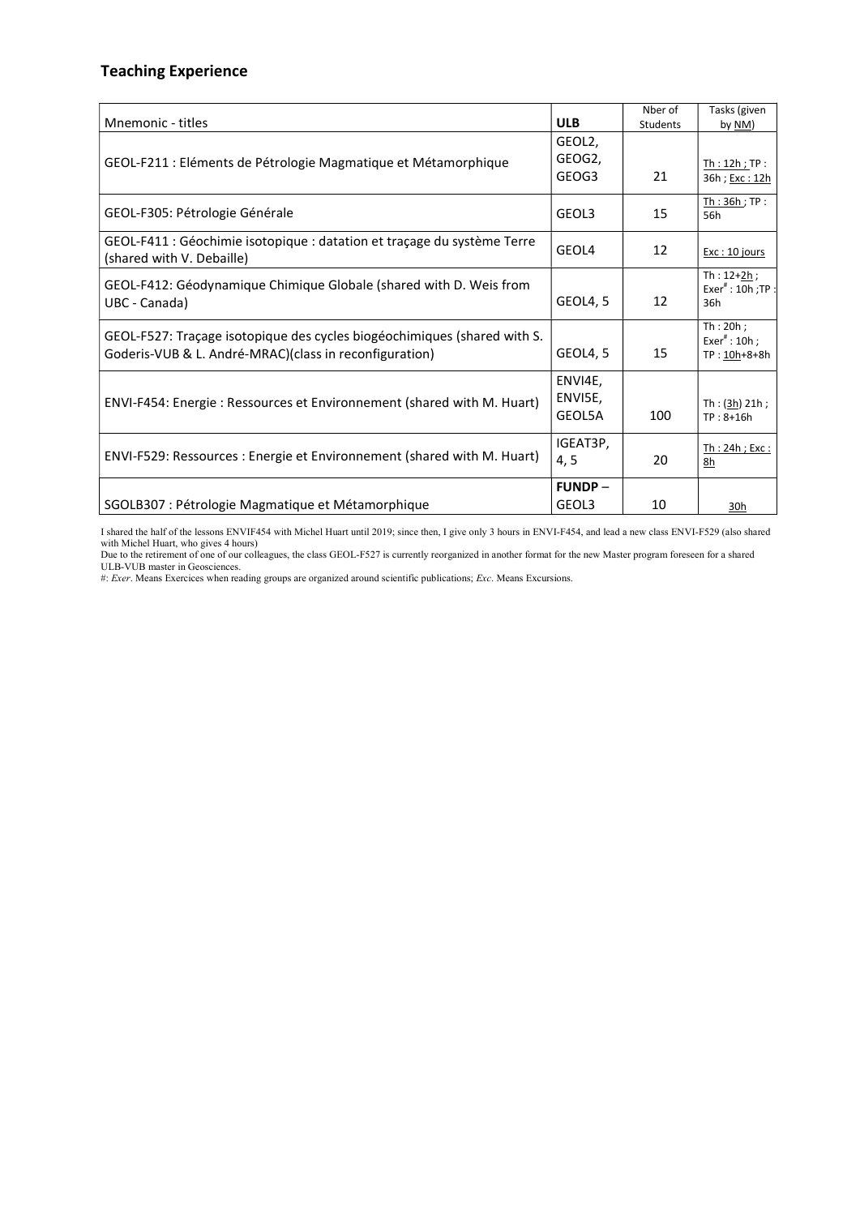## Teaching Experience

| Mnemonic - titles | ULB | Nber of Students | Tasks (given by NM) |
|---|---|---|---|
| GEOL-F211 : Eléments de Pétrologie Magmatique et Métamorphique | GEOL2, GEOG2, GEOG3 | 21 | Th : 12h ; TP : 36h ; Exc : 12h |
| GEOL-F305: Pétrologie Générale | GEOL3 | 15 | Th : 36h ; TP : 56h |
| GEOL-F411 : Géochimie isotopique : datation et traçage du système Terre (shared with V. Debaille) | GEOL4 | 12 | Exc : 10 jours |
| GEOL-F412: Géodynamique Chimique Globale (shared with D. Weis from UBC - Canada) | GEOL4, 5 | 12 | Th : 12+2h ; Exer# : 10h ;TP : 36h |
| GEOL-F527: Traçage isotopique des cycles biogéochimiques (shared with S. Goderis-VUB & L. André-MRAC)(class in reconfiguration) | GEOL4, 5 | 15 | Th : 20h ; Exer# : 10h ; TP : 10h+8+8h |
| ENVI-F454: Energie : Ressources et Environnement (shared with M. Huart) | ENVI4E, ENVI5E, GEOL5A | 100 | Th : (3h) 21h ; TP : 8+16h |
| ENVI-F529: Ressources : Energie et Environnement (shared with M. Huart) | IGEAT3P, 4, 5 | 20 | Th : 24h ; Exc : 8h |
| SGOLB307 : Pétrologie Magmatique et Métamorphique | **FUNDP** – GEOL3 | 10 | 30h |

I shared the half of the lessons ENVIF454 with Michel Huart until 2019; since then, I give only 3 hours in ENVI-F454, and lead a new class ENVI-F529 (also shared with Michel Huart, who gives 4 hours)

Due to the retirement of one of our colleagues, the class GEOL-F527 is currently reorganized in another format for the new Master program foreseen for a shared ULB-VUB master in Geosciences.

#: *Exer*. Means Exercices when reading groups are organized around scientific publications; *Exc*. Means Excursions.